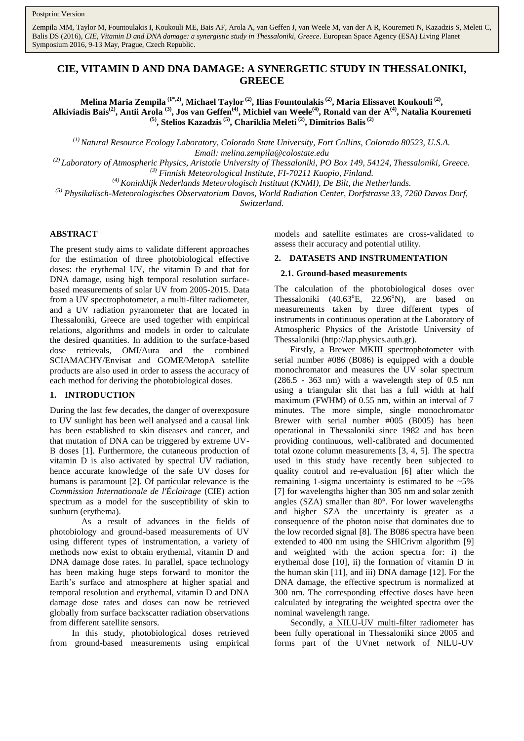Postprint Version

Zempila MM, Taylor M, Fountoulakis I, Koukouli ME, Bais AF, Arola A, van Geffen J, van Weele M, van der A R, Kouremeti N, Kazadzis S, Meleti C, Balis DS (2016), *CIE, Vitamin D and DNA damage: a synergistic study in Thessaloniki, Greece*. European Space Agency (ESA) Living Planet Symposium 2016, 9-13 May, Prague, Czech Republic.

# CIE, VITAMIN D AND DNA DAMAGE: A SYNERGETIC STUDY IN THESSALONIKI, GREECE

**Melina Maria Zempila [1*,2], Michael Taylor [2], Ilias Fountoulakis [2], Maria Elissavet Koukouli [2], Alkiviadis Bais[2], Antii Arola [3], Jos van Geffen[4], Michiel van Weele[4], Ronald van der A[4], Natalia Kouremeti [5], Stelios Kazadzis [5], Chariklia Meleti [2], Dimitrios Balis [2]**

*[1] Natural Resource Ecology Laboratory, Colorado State University, Fort Collins, Colorado 80523, U.S.A.*
*Email: melina.zempila@colostate.edu*
*[2] Laboratory of Atmospheric Physics, Aristotle University of Thessaloniki, PO Box 149, 54124, Thessaloniki, Greece.*
*[3] Finnish Meteorological Institute, FI-70211 Kuopio, Finland.*
*[4] Koninklijk Nederlands Meteorologisch Instituut (KNMI), De Bilt, the Netherlands.*
*[5] Physikalisch-Meteorologisches Observatorium Davos, World Radiation Center, Dorfstrasse 33, 7260 Davos Dorf, Switzerland.*

## ABSTRACT

The present study aims to validate different approaches for the estimation of three photobiological effective doses: the erythemal UV, the vitamin D and that for DNA damage, using high temporal resolution surface-based measurements of solar UV from 2005-2015. Data from a UV spectrophotometer, a multi-filter radiometer, and a UV radiation pyranometer that are located in Thessaloniki, Greece are used together with empirical relations, algorithms and models in order to calculate the desired quantities. In addition to the surface-based dose retrievals, OMI/Aura and the combined SCIAMACHY/Envisat and GOME/MetopA satellite products are also used in order to assess the accuracy of each method for deriving the photobiological doses.

## 1. INTRODUCTION

During the last few decades, the danger of overexposure to UV sunlight has been well analysed and a causal link has been established to skin diseases and cancer, and that mutation of DNA can be triggered by extreme UV-B doses [1]. Furthermore, the cutaneous production of vitamin D is also activated by spectral UV radiation, hence accurate knowledge of the safe UV doses for humans is paramount [2]. Of particular relevance is the *Commission Internationale de l'Éclairage* (CIE) action spectrum as a model for the susceptibility of skin to sunburn (erythema).

As a result of advances in the fields of photobiology and ground-based measurements of UV using different types of instrumentation, a variety of methods now exist to obtain erythemal, vitamin D and DNA damage dose rates. In parallel, space technology has been making huge steps forward to monitor the Earth's surface and atmosphere at higher spatial and temporal resolution and erythemal, vitamin D and DNA damage dose rates and doses can now be retrieved globally from surface backscatter radiation observations from different satellite sensors.

In this study, photobiological doses retrieved from ground-based measurements using empirical models and satellite estimates are cross-validated to assess their accuracy and potential utility.

## 2. DATASETS AND INSTRUMENTATION

### 2.1. Ground-based measurements

The calculation of the photobiological doses over Thessaloniki (40.63°E, 22.96°N), are based on measurements taken by three different types of instruments in continuous operation at the Laboratory of Atmospheric Physics of the Aristotle University of Thessaloniki (http://lap.physics.auth.gr).

Firstly, a Brewer MKIII spectrophotometer with serial number #086 (B086) is equipped with a double monochromator and measures the UV solar spectrum (286.5 - 363 nm) with a wavelength step of 0.5 nm using a triangular slit that has a full width at half maximum (FWHM) of 0.55 nm, within an interval of 7 minutes. The more simple, single monochromator Brewer with serial number #005 (B005) has been operational in Thessaloniki since 1982 and has been providing continuous, well-calibrated and documented total ozone column measurements [3, 4, 5]. The spectra used in this study have recently been subjected to quality control and re-evaluation [6] after which the remaining 1-sigma uncertainty is estimated to be ~5% [7] for wavelengths higher than 305 nm and solar zenith angles (SZA) smaller than 80°. For lower wavelengths and higher SZA the uncertainty is greater as a consequence of the photon noise that dominates due to the low recorded signal [8]. The B086 spectra have been extended to 400 nm using the SHICrivm algorithm [9] and weighted with the action spectra for: i) the erythemal dose [10], ii) the formation of vitamin D in the human skin [11], and iii) DNA damage [12]. For the DNA damage, the effective spectrum is normalized at 300 nm. The corresponding effective doses have been calculated by integrating the weighted spectra over the nominal wavelength range.

Secondly, a NILU-UV multi-filter radiometer has been fully operational in Thessaloniki since 2005 and forms part of the UVnet network of NILU-UV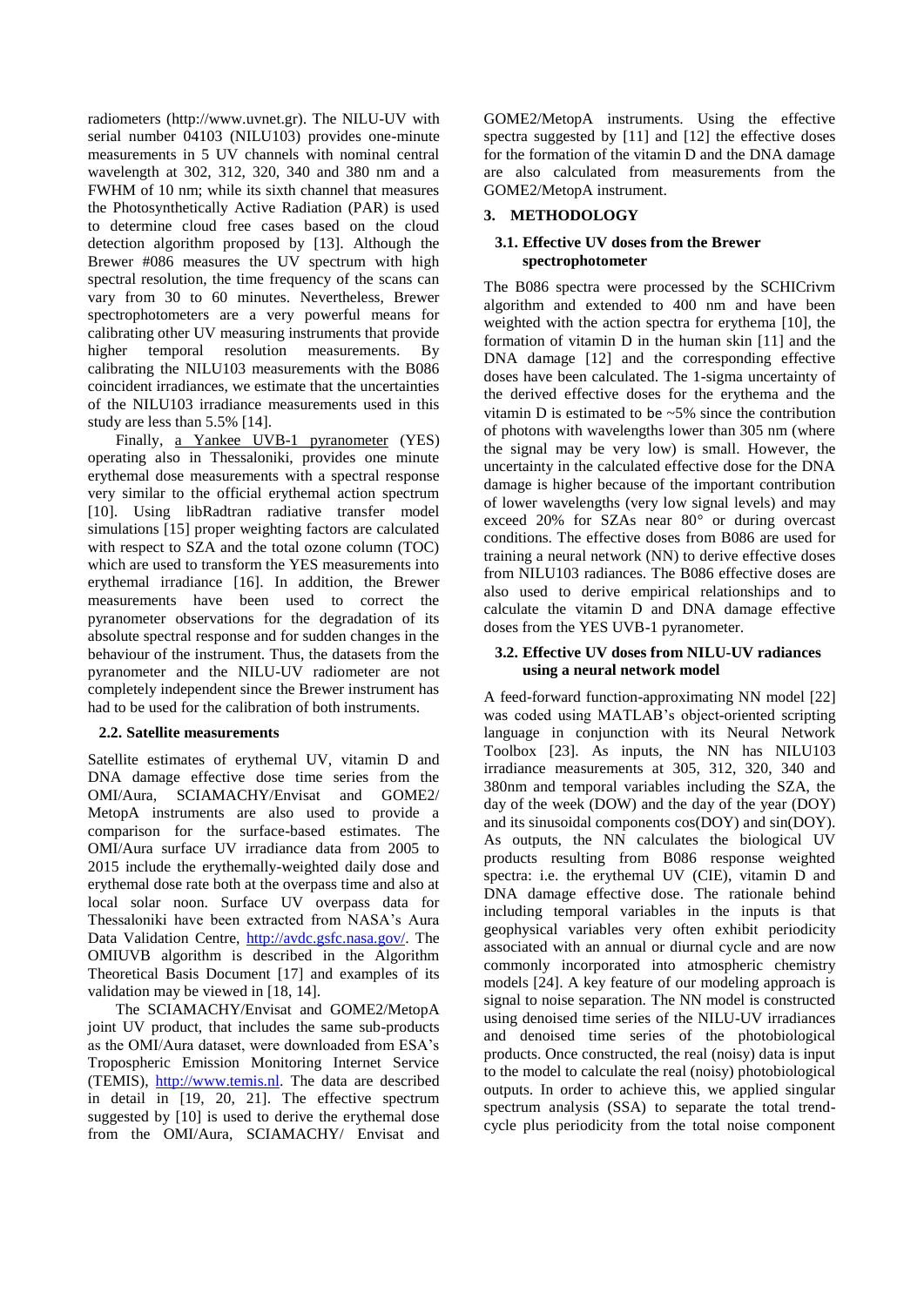radiometers (http://www.uvnet.gr). The NILU-UV with serial number 04103 (NILU103) provides one-minute measurements in 5 UV channels with nominal central wavelength at 302, 312, 320, 340 and 380 nm and a FWHM of 10 nm; while its sixth channel that measures the Photosynthetically Active Radiation (PAR) is used to determine cloud free cases based on the cloud detection algorithm proposed by [13]. Although the Brewer #086 measures the UV spectrum with high spectral resolution, the time frequency of the scans can vary from 30 to 60 minutes. Nevertheless, Brewer spectrophotometers are a very powerful means for calibrating other UV measuring instruments that provide higher temporal resolution measurements. By calibrating the NILU103 measurements with the B086 coincident irradiances, we estimate that the uncertainties of the NILU103 irradiance measurements used in this study are less than 5.5% [14].

Finally, a Yankee UVB-1 pyranometer (YES) operating also in Thessaloniki, provides one minute erythemal dose measurements with a spectral response very similar to the official erythemal action spectrum [10]. Using libRadtran radiative transfer model simulations [15] proper weighting factors are calculated with respect to SZA and the total ozone column (TOC) which are used to transform the YES measurements into erythemal irradiance [16]. In addition, the Brewer measurements have been used to correct the pyranometer observations for the degradation of its absolute spectral response and for sudden changes in the behaviour of the instrument. Thus, the datasets from the pyranometer and the NILU-UV radiometer are not completely independent since the Brewer instrument has had to be used for the calibration of both instruments.

### 2.2. Satellite measurements

Satellite estimates of erythemal UV, vitamin D and DNA damage effective dose time series from the OMI/Aura, SCIAMACHY/Envisat and GOME2/MetopA instruments are also used to provide a comparison for the surface-based estimates. The OMI/Aura surface UV irradiance data from 2005 to 2015 include the erythemally-weighted daily dose and erythemal dose rate both at the overpass time and also at local solar noon. Surface UV overpass data for Thessaloniki have been extracted from NASA's Aura Data Validation Centre, http://avdc.gsfc.nasa.gov/. The OMIUVB algorithm is described in the Algorithm Theoretical Basis Document [17] and examples of its validation may be viewed in [18, 14].

The SCIAMACHY/Envisat and GOME2/MetopA joint UV product, that includes the same sub-products as the OMI/Aura dataset, were downloaded from ESA's Tropospheric Emission Monitoring Internet Service (TEMIS), http://www.temis.nl. The data are described in detail in [19, 20, 21]. The effective spectrum suggested by [10] is used to derive the erythemal dose from the OMI/Aura, SCIAMACHY/ Envisat and GOME2/MetopA instruments. Using the effective spectra suggested by [11] and [12] the effective doses for the formation of the vitamin D and the DNA damage are also calculated from measurements from the GOME2/MetopA instrument.

## 3. METHODOLOGY

### 3.1. Effective UV doses from the Brewer spectrophotometer

The B086 spectra were processed by the SCHICrivm algorithm and extended to 400 nm and have been weighted with the action spectra for erythema [10], the formation of vitamin D in the human skin [11] and the DNA damage [12] and the corresponding effective doses have been calculated. The 1-sigma uncertainty of the derived effective doses for the erythema and the vitamin D is estimated to be ~5% since the contribution of photons with wavelengths lower than 305 nm (where the signal may be very low) is small. However, the uncertainty in the calculated effective dose for the DNA damage is higher because of the important contribution of lower wavelengths (very low signal levels) and may exceed 20% for SZAs near 80° or during overcast conditions. The effective doses from B086 are used for training a neural network (NN) to derive effective doses from NILU103 radiances. The B086 effective doses are also used to derive empirical relationships and to calculate the vitamin D and DNA damage effective doses from the YES UVB-1 pyranometer.

### 3.2. Effective UV doses from NILU-UV radiances using a neural network model

A feed-forward function-approximating NN model [22] was coded using MATLAB's object-oriented scripting language in conjunction with its Neural Network Toolbox [23]. As inputs, the NN has NILU103 irradiance measurements at 305, 312, 320, 340 and 380nm and temporal variables including the SZA, the day of the week (DOW) and the day of the year (DOY) and its sinusoidal components cos(DOY) and sin(DOY). As outputs, the NN calculates the biological UV products resulting from B086 response weighted spectra: i.e. the erythemal UV (CIE), vitamin D and DNA damage effective dose. The rationale behind including temporal variables in the inputs is that geophysical variables very often exhibit periodicity associated with an annual or diurnal cycle and are now commonly incorporated into atmospheric chemistry models [24]. A key feature of our modeling approach is signal to noise separation. The NN model is constructed using denoised time series of the NILU-UV irradiances and denoised time series of the photobiological products. Once constructed, the real (noisy) data is input to the model to calculate the real (noisy) photobiological outputs. In order to achieve this, we applied singular spectrum analysis (SSA) to separate the total trend-cycle plus periodicity from the total noise component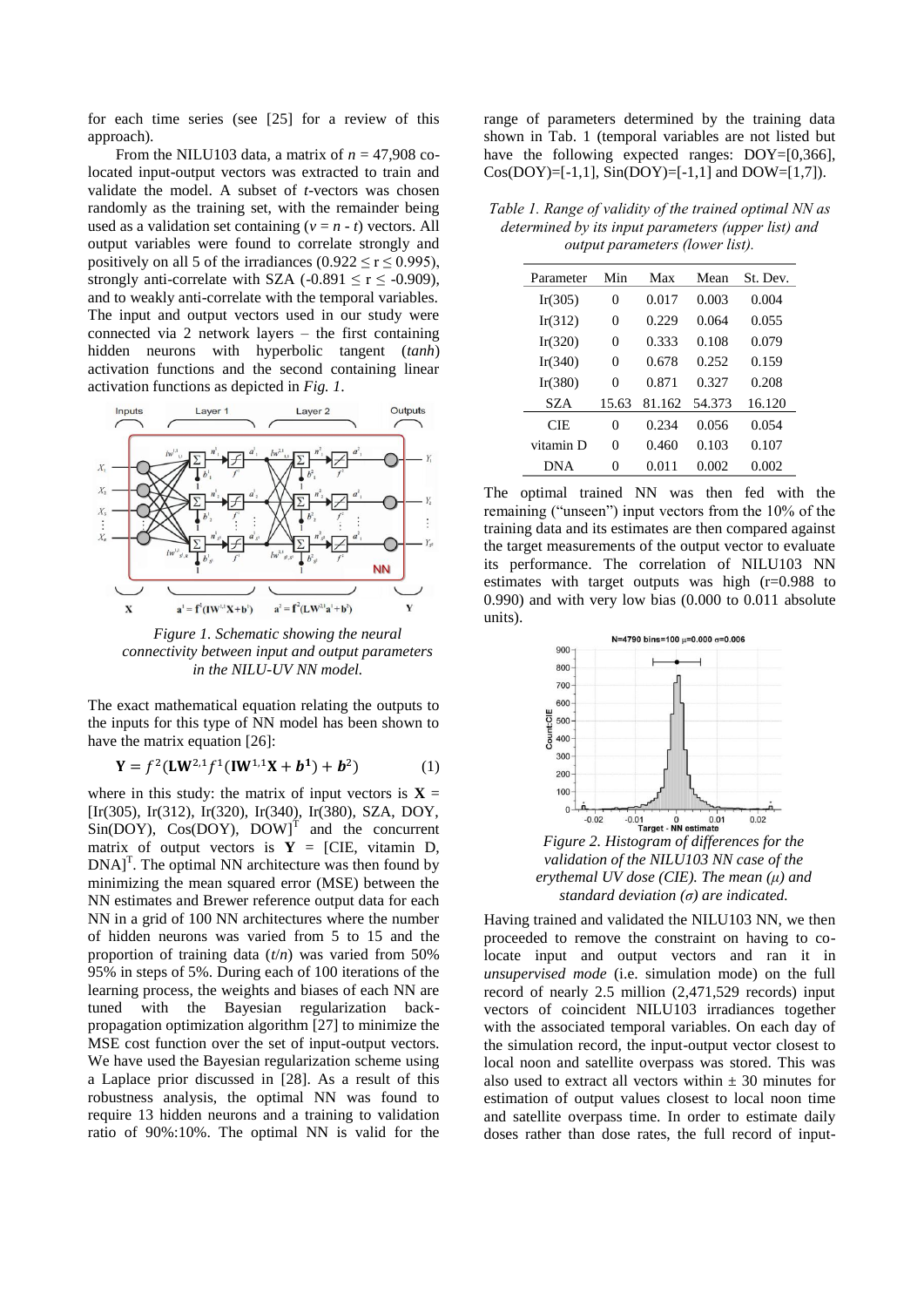for each time series (see [25] for a review of this approach).

From the NILU103 data, a matrix of $n = 47{,}908$ co-located input-output vectors was extracted to train and validate the model. A subset of $t$-vectors was chosen randomly as the training set, with the remainder being used as a validation set containing ($v = n - t$) vectors. All output variables were found to correlate strongly and positively on all 5 of the irradiances ($0.922 \leq r \leq 0.995$), strongly anti-correlate with SZA ($-0.891 \leq r \leq -0.909$), and to weakly anti-correlate with the temporal variables. The input and output vectors used in our study were connected via 2 network layers – the first containing hidden neurons with hyperbolic tangent (*tanh*) activation functions and the second containing linear activation functions as depicted in *Fig. 1*.

*Figure 1. Schematic showing the neural connectivity between input and output parameters in the NILU-UV NN model.*

The exact mathematical equation relating the outputs to the inputs for this type of NN model has been shown to have the matrix equation [26]:

$$\mathbf{Y} = f^2(\mathbf{LW}^{2,1} f^1(\mathbf{IW}^{1,1}\mathbf{X} + \boldsymbol{b}^1) + \boldsymbol{b}^2) \qquad (1)$$

where in this study: the matrix of input vectors is $\mathbf{X}$ = [Ir(305), Ir(312), Ir(320), Ir(340), Ir(380), SZA, DOY, Sin(DOY), Cos(DOY), DOW]$^T$ and the concurrent matrix of output vectors is $\mathbf{Y}$ = [CIE, vitamin D, DNA]$^T$. The optimal NN architecture was then found by minimizing the mean squared error (MSE) between the NN estimates and Brewer reference output data for each NN in a grid of 100 NN architectures where the number of hidden neurons was varied from 5 to 15 and the proportion of training data ($t/n$) was varied from 50% 95% in steps of 5%. During each of 100 iterations of the learning process, the weights and biases of each NN are tuned with the Bayesian regularization back-propagation optimization algorithm [27] to minimize the MSE cost function over the set of input-output vectors. We have used the Bayesian regularization scheme using a Laplace prior discussed in [28]. As a result of this robustness analysis, the optimal NN was found to require 13 hidden neurons and a training to validation ratio of 90%:10%. The optimal NN is valid for the range of parameters determined by the training data shown in Tab. 1 (temporal variables are not listed but have the following expected ranges: DOY=[0,366], Cos(DOY)=[-1,1], Sin(DOY)=[-1,1] and DOW=[1,7]).

*Table 1. Range of validity of the trained optimal NN as determined by its input parameters (upper list) and output parameters (lower list).*

| Parameter | Min | Max | Mean | St. Dev. |
|---|---|---|---|---|
| Ir(305) | 0 | 0.017 | 0.003 | 0.004 |
| Ir(312) | 0 | 0.229 | 0.064 | 0.055 |
| Ir(320) | 0 | 0.333 | 0.108 | 0.079 |
| Ir(340) | 0 | 0.678 | 0.252 | 0.159 |
| Ir(380) | 0 | 0.871 | 0.327 | 0.208 |
| SZA | 15.63 | 81.162 | 54.373 | 16.120 |
| CIE | 0 | 0.234 | 0.056 | 0.054 |
| vitamin D | 0 | 0.460 | 0.103 | 0.107 |
| DNA | 0 | 0.011 | 0.002 | 0.002 |

The optimal trained NN was then fed with the remaining ("unseen") input vectors from the 10% of the training data and its estimates are then compared against the target measurements of the output vector to evaluate its performance. The correlation of NILU103 NN estimates with target outputs was high (r=0.988 to 0.990) and with very low bias (0.000 to 0.011 absolute units).

*Figure 2. Histogram of differences for the validation of the NILU103 NN case of the erythemal UV dose (CIE). The mean ($\mu$) and standard deviation ($\sigma$) are indicated.*

Having trained and validated the NILU103 NN, we then proceeded to remove the constraint on having to co-locate input and output vectors and ran it in *unsupervised mode* (i.e. simulation mode) on the full record of nearly 2.5 million (2,471,529 records) input vectors of coincident NILU103 irradiances together with the associated temporal variables. On each day of the simulation record, the input-output vector closest to local noon and satellite overpass was stored. This was also used to extract all vectors within ± 30 minutes for estimation of output values closest to local noon time and satellite overpass time. In order to estimate daily doses rather than dose rates, the full record of input-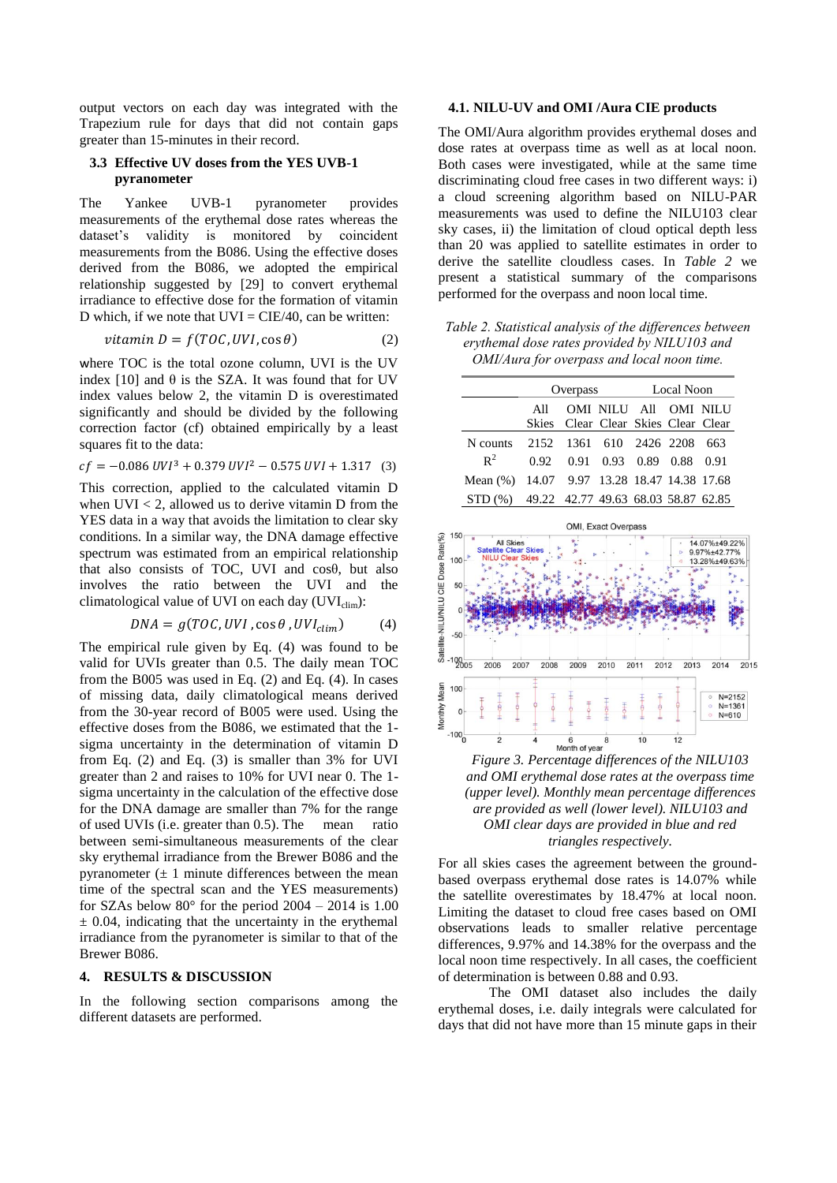output vectors on each day was integrated with the Trapezium rule for days that did not contain gaps greater than 15-minutes in their record.

### 3.3 Effective UV doses from the YES UVB-1 pyranometer

The Yankee UVB-1 pyranometer provides measurements of the erythemal dose rates whereas the dataset's validity is monitored by coincident measurements from the B086. Using the effective doses derived from the B086, we adopted the empirical relationship suggested by [29] to convert erythemal irradiance to effective dose for the formation of vitamin D which, if we note that UVI = CIE/40, can be written:

$$vitamin\ D = f(TOC, UVI, \cos\theta) \tag{2}$$

where TOC is the total ozone column, UVI is the UV index [10] and θ is the SZA. It was found that for UV index values below 2, the vitamin D is overestimated significantly and should be divided by the following correction factor (cf) obtained empirically by a least squares fit to the data:

$$cf = -0.086\,UVI^3 + 0.379\,UVI^2 - 0.575\,UVI + 1.317 \tag{3}$$

This correction, applied to the calculated vitamin D when UVI < 2, allowed us to derive vitamin D from the YES data in a way that avoids the limitation to clear sky conditions. In a similar way, the DNA damage effective spectrum was estimated from an empirical relationship that also consists of TOC, UVI and cosθ, but also involves the ratio between the UVI and the climatological value of UVI on each day ($UVI_{clim}$):

$$DNA = g(TOC, UVI, \cos\theta, UVI_{clim}) \tag{4}$$

The empirical rule given by Eq. (4) was found to be valid for UVIs greater than 0.5. The daily mean TOC from the B005 was used in Eq. (2) and Eq. (4). In cases of missing data, daily climatological means derived from the 30-year record of B005 were used. Using the effective doses from the B086, we estimated that the 1-sigma uncertainty in the determination of vitamin D from Eq. (2) and Eq. (3) is smaller than 3% for UVI greater than 2 and raises to 10% for UVI near 0. The 1-sigma uncertainty in the calculation of the effective dose for the DNA damage are smaller than 7% for the range of used UVIs (i.e. greater than 0.5). The mean ratio between semi-simultaneous measurements of the clear sky erythemal irradiance from the Brewer B086 and the pyranometer (± 1 minute differences between the mean time of the spectral scan and the YES measurements) for SZAs below 80° for the period 2004 – 2014 is 1.00 ± 0.04, indicating that the uncertainty in the erythemal irradiance from the pyranometer is similar to that of the Brewer B086.

## 4. RESULTS & DISCUSSION

In the following section comparisons among the different datasets are performed.

### 4.1. NILU-UV and OMI /Aura CIE products

The OMI/Aura algorithm provides erythemal doses and dose rates at overpass time as well as at local noon. Both cases were investigated, while at the same time discriminating cloud free cases in two different ways: i) a cloud screening algorithm based on NILU-PAR measurements was used to define the NILU103 clear sky cases, ii) the limitation of cloud optical depth less than 20 was applied to satellite estimates in order to derive the satellite cloudless cases. In *Table 2* we present a statistical summary of the comparisons performed for the overpass and noon local time.

*Table 2. Statistical analysis of the differences between erythemal dose rates provided by NILU103 and OMI/Aura for overpass and local noon time.*

| | Overpass | | | Local Noon | | |
|---|---|---|---|---|---|---|
| | All Skies | OMI Clear | NILU Clear | All Skies | OMI Clear | NILU Clear |
| N counts | 2152 | 1361 | 610 | 2426 | 2208 | 663 |
| $R^2$ | 0.92 | 0.91 | 0.93 | 0.89 | 0.88 | 0.91 |
| Mean (%) | 14.07 | 9.97 | 13.28 | 18.47 | 14.38 | 17.68 |
| STD (%) | 49.22 | 42.77 | 49.63 | 68.03 | 58.87 | 62.85 |

*Figure 3. Percentage differences of the NILU103 and OMI erythemal dose rates at the overpass time (upper level). Monthly mean percentage differences are provided as well (lower level). NILU103 and OMI clear days are provided in blue and red triangles respectively.*

For all skies cases the agreement between the ground-based overpass erythemal dose rates is 14.07% while the satellite overestimates by 18.47% at local noon. Limiting the dataset to cloud free cases based on OMI observations leads to smaller relative percentage differences, 9.97% and 14.38% for the overpass and the local noon time respectively. In all cases, the coefficient of determination is between 0.88 and 0.93.

The OMI dataset also includes the daily erythemal doses, i.e. daily integrals were calculated for days that did not have more than 15 minute gaps in their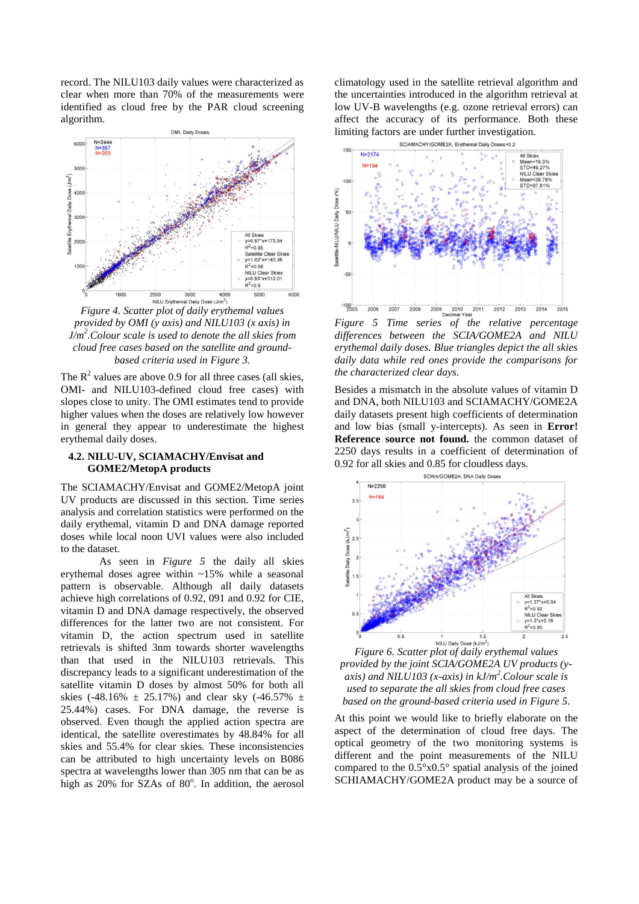record. The NILU103 daily values were characterized as clear when more than 70% of the measurements were identified as cloud free by the PAR cloud screening algorithm.

*Figure 4. Scatter plot of daily erythemal values provided by OMI (y axis) and NILU103 (x axis) in J/m$^2$.Colour scale is used to denote the all skies from cloud free cases based on the satellite and ground-based criteria used in Figure 3.*

The $R^2$ values are above 0.9 for all three cases (all skies, OMI- and NILU103-defined cloud free cases) with slopes close to unity. The OMI estimates tend to provide higher values when the doses are relatively low however in general they appear to underestimate the highest erythemal daily doses.

### 4.2. NILU-UV, SCIAMACHY/Envisat and GOME2/MetopA products

The SCIAMACHY/Envisat and GOME2/MetopA joint UV products are discussed in this section. Time series analysis and correlation statistics were performed on the daily erythemal, vitamin D and DNA damage reported doses while local noon UVI values were also included to the dataset.

As seen in *Figure 5* the daily all skies erythemal doses agree within ~15% while a seasonal pattern is observable. Although all daily datasets achieve high correlations of 0.92, 091 and 0.92 for CIE, vitamin D and DNA damage respectively, the observed differences for the latter two are not consistent. For vitamin D, the action spectrum used in satellite retrievals is shifted 3nm towards shorter wavelengths than that used in the NILU103 retrievals. This discrepancy leads to a significant underestimation of the satellite vitamin D doses by almost 50% for both all skies (-48.16% ± 25.17%) and clear sky (-46.57% ± 25.44%) cases. For DNA damage, the reverse is observed. Even though the applied action spectra are identical, the satellite overestimates by 48.84% for all skies and 55.4% for clear skies. These inconsistencies can be attributed to high uncertainty levels on B086 spectra at wavelengths lower than 305 nm that can be as high as 20% for SZAs of 80°. In addition, the aerosol climatology used in the satellite retrieval algorithm and the uncertainties introduced in the algorithm retrieval at low UV-B wavelengths (e.g. ozone retrieval errors) can affect the accuracy of its performance. Both these limiting factors are under further investigation.

*Figure 5 Time series of the relative percentage differences between the SCIA/GOME2A and NILU erythemal daily doses. Blue triangles depict the all skies daily data while red ones provide the comparisons for the characterized clear days.*

Besides a mismatch in the absolute values of vitamin D and DNA, both NILU103 and SCIAMACHY/GOME2A daily datasets present high coefficients of determination and low bias (small y-intercepts). As seen in **Error! Reference source not found.** the common dataset of 2250 days results in a coefficient of determination of 0.92 for all skies and 0.85 for cloudless days.

*Figure 6. Scatter plot of daily erythemal values provided by the joint SCIA/GOME2A UV products (y-axis) and NILU103 (x-axis) in kJ/m$^2$.Colour scale is used to separate the all skies from cloud free cases based on the ground-based criteria used in Figure 5.*

At this point we would like to briefly elaborate on the aspect of the determination of cloud free days. The optical geometry of the two monitoring systems is different and the point measurements of the NILU compared to the 0.5°x0.5° spatial analysis of the joined SCHIAMACHY/GOME2A product may be a source of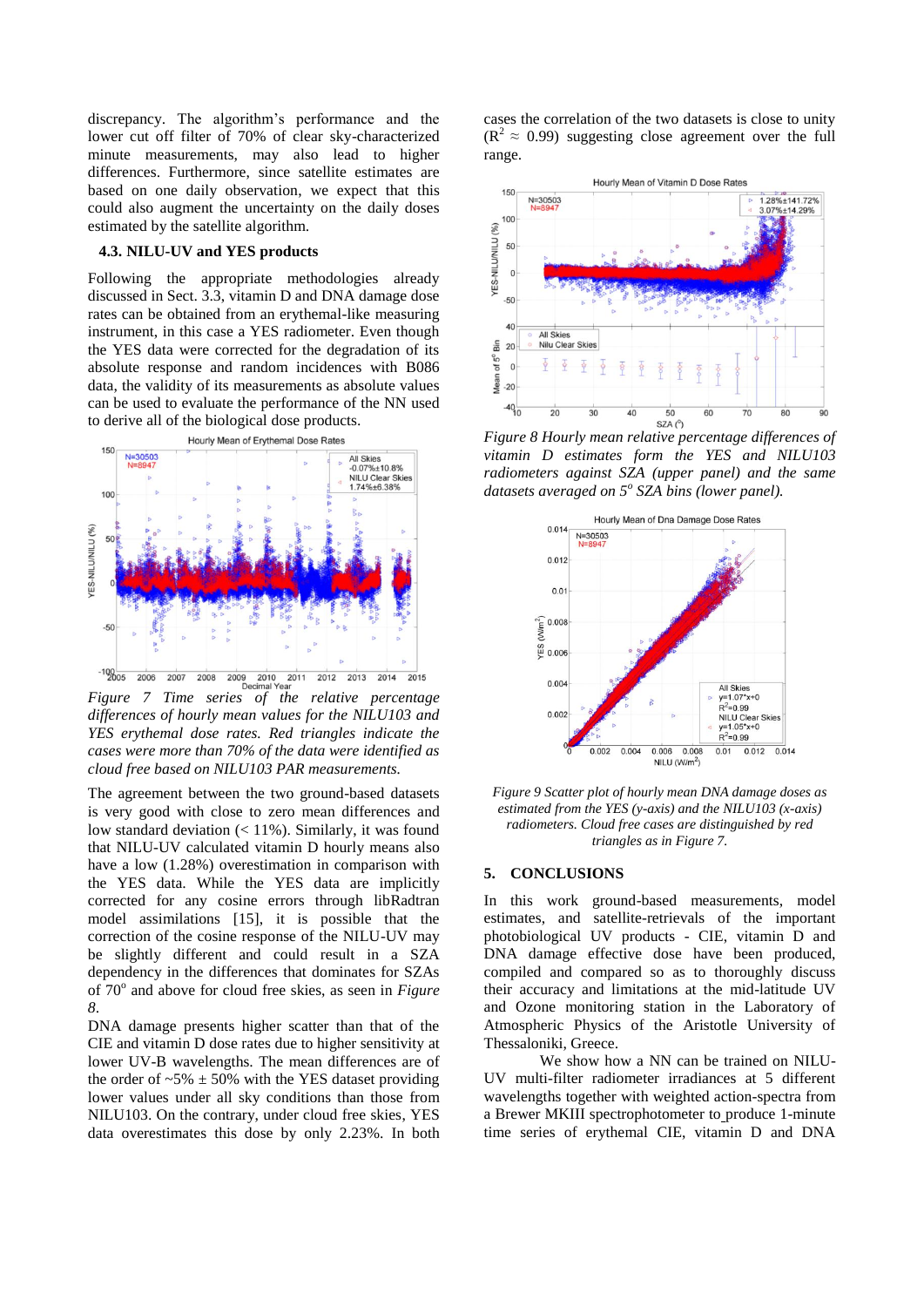discrepancy. The algorithm's performance and the lower cut off filter of 70% of clear sky-characterized minute measurements, may also lead to higher differences. Furthermore, since satellite estimates are based on one daily observation, we expect that this could also augment the uncertainty on the daily doses estimated by the satellite algorithm.

### 4.3. NILU-UV and YES products

Following the appropriate methodologies already discussed in Sect. 3.3, vitamin D and DNA damage dose rates can be obtained from an erythemal-like measuring instrument, in this case a YES radiometer. Even though the YES data were corrected for the degradation of its absolute response and random incidences with B086 data, the validity of its measurements as absolute values can be used to evaluate the performance of the NN used to derive all of the biological dose products.

*Figure 7 Time series of the relative percentage differences of hourly mean values for the NILU103 and YES erythemal dose rates. Red triangles indicate the cases were more than 70% of the data were identified as cloud free based on NILU103 PAR measurements.*

The agreement between the two ground-based datasets is very good with close to zero mean differences and low standard deviation (< 11%). Similarly, it was found that NILU-UV calculated vitamin D hourly means also have a low (1.28%) overestimation in comparison with the YES data. While the YES data are implicitly corrected for any cosine errors through libRadtran model assimilations [15], it is possible that the correction of the cosine response of the NILU-UV may be slightly different and could result in a SZA dependency in the differences that dominates for SZAs of 70° and above for cloud free skies, as seen in *Figure 8*.

DNA damage presents higher scatter than that of the CIE and vitamin D dose rates due to higher sensitivity at lower UV-B wavelengths. The mean differences are of the order of ~5% ± 50% with the YES dataset providing lower values under all sky conditions than those from NILU103. On the contrary, under cloud free skies, YES data overestimates this dose by only 2.23%. In both cases the correlation of the two datasets is close to unity ($R^2 \approx 0.99$) suggesting close agreement over the full range.

*Figure 8 Hourly mean relative percentage differences of vitamin D estimates form the YES and NILU103 radiometers against SZA (upper panel) and the same datasets averaged on 5° SZA bins (lower panel).*

*Figure 9 Scatter plot of hourly mean DNA damage doses as estimated from the YES (y-axis) and the NILU103 (x-axis) radiometers. Cloud free cases are distinguished by red triangles as in Figure 7.*

## 5. CONCLUSIONS

In this work ground-based measurements, model estimates, and satellite-retrievals of the important photobiological UV products - CIE, vitamin D and DNA damage effective dose have been produced, compiled and compared so as to thoroughly discuss their accuracy and limitations at the mid-latitude UV and Ozone monitoring station in the Laboratory of Atmospheric Physics of the Aristotle University of Thessaloniki, Greece.

We show how a NN can be trained on NILU-UV multi-filter radiometer irradiances at 5 different wavelengths together with weighted action-spectra from a Brewer MKIII spectrophotometer to produce 1-minute time series of erythemal CIE, vitamin D and DNA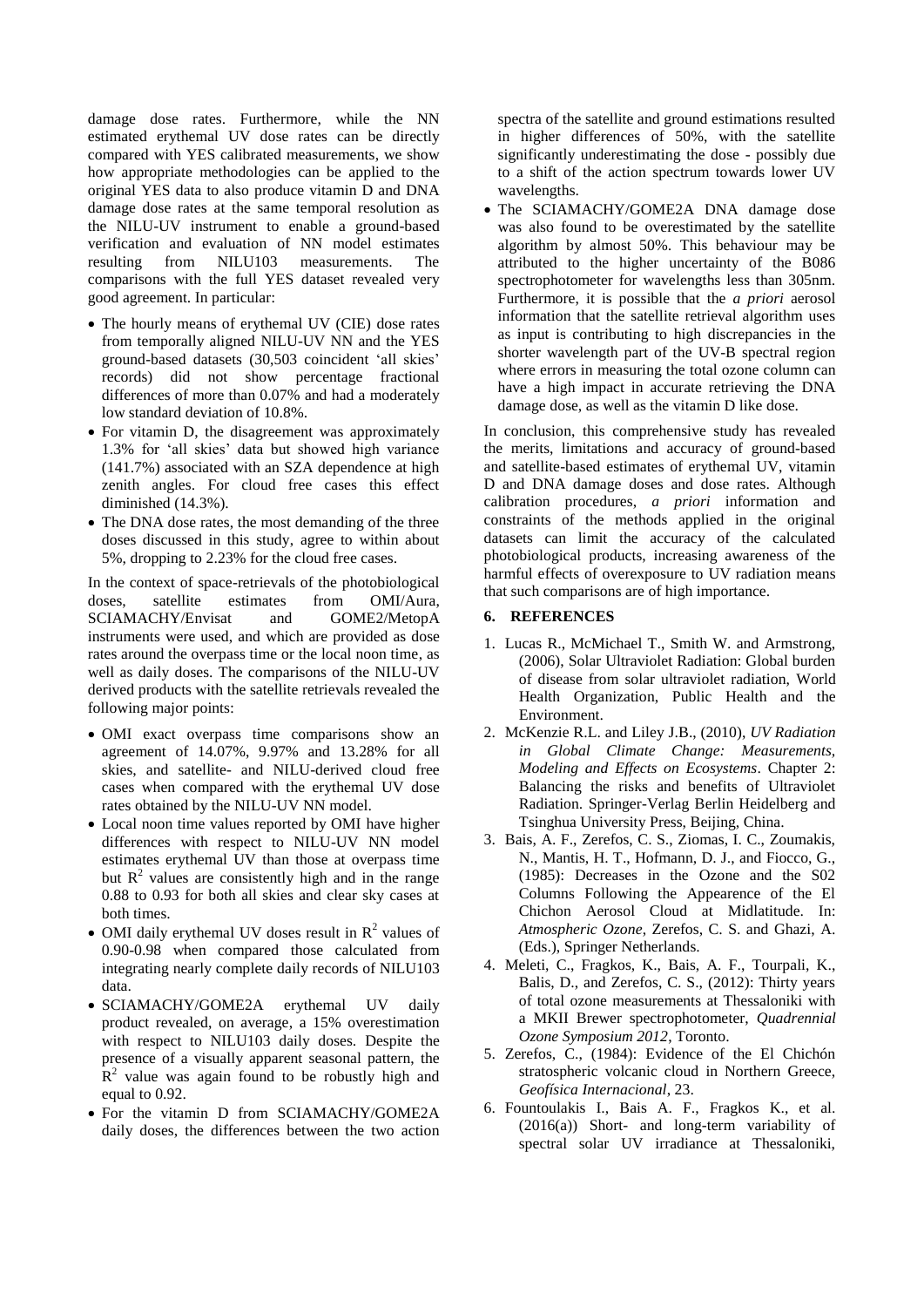damage dose rates. Furthermore, while the NN estimated erythemal UV dose rates can be directly compared with YES calibrated measurements, we show how appropriate methodologies can be applied to the original YES data to also produce vitamin D and DNA damage dose rates at the same temporal resolution as the NILU-UV instrument to enable a ground-based verification and evaluation of NN model estimates resulting from NILU103 measurements. The comparisons with the full YES dataset revealed very good agreement. In particular:

- The hourly means of erythemal UV (CIE) dose rates from temporally aligned NILU-UV NN and the YES ground-based datasets (30,503 coincident 'all skies' records) did not show percentage fractional differences of more than 0.07% and had a moderately low standard deviation of 10.8%.
- For vitamin D, the disagreement was approximately 1.3% for 'all skies' data but showed high variance (141.7%) associated with an SZA dependence at high zenith angles. For cloud free cases this effect diminished (14.3%).
- The DNA dose rates, the most demanding of the three doses discussed in this study, agree to within about 5%, dropping to 2.23% for the cloud free cases.

In the context of space-retrievals of the photobiological doses, satellite estimates from OMI/Aura, SCIAMACHY/Envisat and GOME2/MetopA instruments were used, and which are provided as dose rates around the overpass time or the local noon time, as well as daily doses. The comparisons of the NILU-UV derived products with the satellite retrievals revealed the following major points:

- OMI exact overpass time comparisons show an agreement of 14.07%, 9.97% and 13.28% for all skies, and satellite- and NILU-derived cloud free cases when compared with the erythemal UV dose rates obtained by the NILU-UV NN model.
- Local noon time values reported by OMI have higher differences with respect to NILU-UV NN model estimates erythemal UV than those at overpass time but $R^2$ values are consistently high and in the range 0.88 to 0.93 for both all skies and clear sky cases at both times.
- OMI daily erythemal UV doses result in $R^2$ values of 0.90-0.98 when compared those calculated from integrating nearly complete daily records of NILU103 data.
- SCIAMACHY/GOME2A erythemal UV daily product revealed, on average, a 15% overestimation with respect to NILU103 daily doses. Despite the presence of a visually apparent seasonal pattern, the $R^2$ value was again found to be robustly high and equal to 0.92.
- For the vitamin D from SCIAMACHY/GOME2A daily doses, the differences between the two action spectra of the satellite and ground estimations resulted in higher differences of 50%, with the satellite significantly underestimating the dose - possibly due to a shift of the action spectrum towards lower UV wavelengths.
- The SCIAMACHY/GOME2A DNA damage dose was also found to be overestimated by the satellite algorithm by almost 50%. This behaviour may be attributed to the higher uncertainty of the B086 spectrophotometer for wavelengths less than 305nm. Furthermore, it is possible that the *a priori* aerosol information that the satellite retrieval algorithm uses as input is contributing to high discrepancies in the shorter wavelength part of the UV-B spectral region where errors in measuring the total ozone column can have a high impact in accurate retrieving the DNA damage dose, as well as the vitamin D like dose.

In conclusion, this comprehensive study has revealed the merits, limitations and accuracy of ground-based and satellite-based estimates of erythemal UV, vitamin D and DNA damage doses and dose rates. Although calibration procedures, *a priori* information and constraints of the methods applied in the original datasets can limit the accuracy of the calculated photobiological products, increasing awareness of the harmful effects of overexposure to UV radiation means that such comparisons are of high importance.

## 6. REFERENCES

1. Lucas R., McMichael T., Smith W. and Armstrong, (2006), Solar Ultraviolet Radiation: Global burden of disease from solar ultraviolet radiation, World Health Organization, Public Health and the Environment.
2. McKenzie R.L. and Liley J.B., (2010), *UV Radiation in Global Climate Change: Measurements, Modeling and Effects on Ecosystems*. Chapter 2: Balancing the risks and benefits of Ultraviolet Radiation. Springer-Verlag Berlin Heidelberg and Tsinghua University Press, Beijing, China.
3. Bais, A. F., Zerefos, C. S., Ziomas, I. C., Zoumakis, N., Mantis, H. T., Hofmann, D. J., and Fiocco, G., (1985): Decreases in the Ozone and the S02 Columns Following the Appearence of the El Chichon Aerosol Cloud at Midlatitude. In: *Atmospheric Ozone*, Zerefos, C. S. and Ghazi, A. (Eds.), Springer Netherlands.
4. Meleti, C., Fragkos, K., Bais, A. F., Tourpali, K., Balis, D., and Zerefos, C. S., (2012): Thirty years of total ozone measurements at Thessaloniki with a MKII Brewer spectrophotometer, *Quadrennial Ozone Symposium 2012*, Toronto.
5. Zerefos, C., (1984): Evidence of the El Chichón stratospheric volcanic cloud in Northern Greece, *Geofísica Internacional*, 23.
6. Fountoulakis I., Bais A. F., Fragkos K., et al. (2016(a)) Short- and long-term variability of spectral solar UV irradiance at Thessaloniki,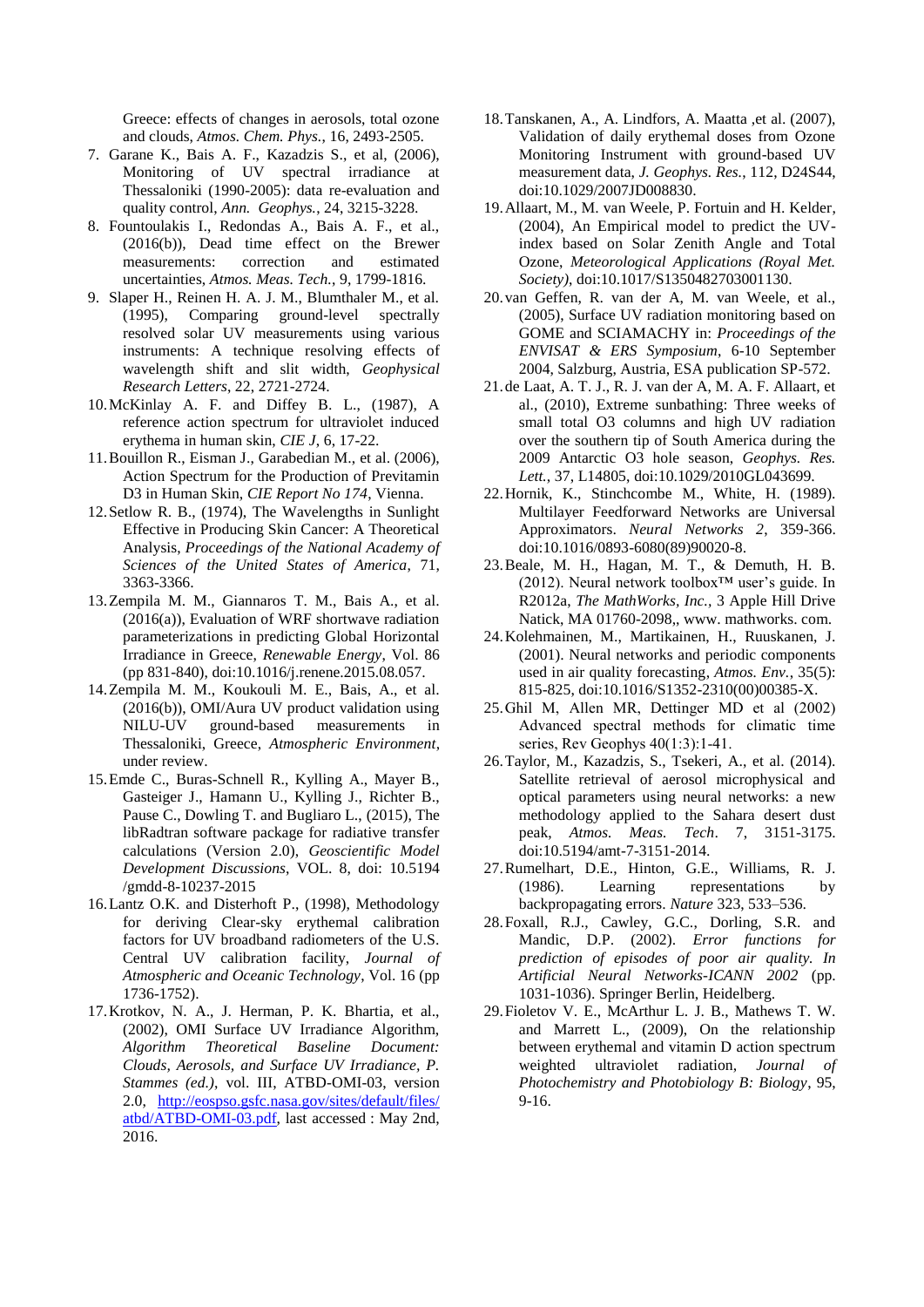Greece: effects of changes in aerosols, total ozone and clouds, *Atmos. Chem. Phys.*, 16, 2493-2505.

7. Garane K., Bais A. F., Kazadzis S., et al, (2006), Monitoring of UV spectral irradiance at Thessaloniki (1990-2005): data re-evaluation and quality control, *Ann. Geophys.*, 24, 3215-3228.
8. Fountoulakis I., Redondas A., Bais A. F., et al., (2016(b)), Dead time effect on the Brewer measurements: correction and estimated uncertainties, *Atmos. Meas. Tech.*, 9, 1799-1816.
9. Slaper H., Reinen H. A. J. M., Blumthaler M., et al. (1995), Comparing ground-level spectrally resolved solar UV measurements using various instruments: A technique resolving effects of wavelength shift and slit width, *Geophysical Research Letters*, 22, 2721-2724.
10. McKinlay A. F. and Diffey B. L., (1987), A reference action spectrum for ultraviolet induced erythema in human skin, *CIE J*, 6, 17-22.
11. Bouillon R., Eisman J., Garabedian M., et al. (2006), Action Spectrum for the Production of Previtamin D3 in Human Skin, *CIE Report No 174*, Vienna.
12. Setlow R. B., (1974), The Wavelengths in Sunlight Effective in Producing Skin Cancer: A Theoretical Analysis, *Proceedings of the National Academy of Sciences of the United States of America*, 71, 3363-3366.
13. Zempila M. M., Giannaros T. M., Bais A., et al. (2016(a)), Evaluation of WRF shortwave radiation parameterizations in predicting Global Horizontal Irradiance in Greece, *Renewable Energy*, Vol. 86 (pp 831-840), doi:10.1016/j.renene.2015.08.057.
14. Zempila M. M., Koukouli M. E., Bais, A., et al. (2016(b)), OMI/Aura UV product validation using NILU-UV ground-based measurements in Thessaloniki, Greece, *Atmospheric Environment*, under review.
15. Emde C., Buras-Schnell R., Kylling A., Mayer B., Gasteiger J., Hamann U., Kylling J., Richter B., Pause C., Dowling T. and Bugliaro L., (2015), The libRadtran software package for radiative transfer calculations (Version 2.0), *Geoscientific Model Development Discussions*, VOL. 8, doi: 10.5194 /gmdd-8-10237-2015
16. Lantz O.K. and Disterhoft P., (1998), Methodology for deriving Clear-sky erythemal calibration factors for UV broadband radiometers of the U.S. Central UV calibration facility, *Journal of Atmospheric and Oceanic Technology*, Vol. 16 (pp 1736-1752).
17. Krotkov, N. A., J. Herman, P. K. Bhartia, et al., (2002), OMI Surface UV Irradiance Algorithm, *Algorithm Theoretical Baseline Document: Clouds, Aerosols, and Surface UV Irradiance, P. Stammes (ed.)*, vol. III, ATBD-OMI-03, version 2.0, http://eospso.gsfc.nasa.gov/sites/default/files/atbd/ATBD-OMI-03.pdf, last accessed : May 2nd, 2016.
18. Tanskanen, A., A. Lindfors, A. Maatta ,et al. (2007), Validation of daily erythemal doses from Ozone Monitoring Instrument with ground-based UV measurement data, *J. Geophys. Res.*, 112, D24S44, doi:10.1029/2007JD008830.
19. Allaart, M., M. van Weele, P. Fortuin and H. Kelder, (2004), An Empirical model to predict the UV-index based on Solar Zenith Angle and Total Ozone, *Meteorological Applications (Royal Met. Society)*, doi:10.1017/S1350482703001130.
20. van Geffen, R. van der A, M. van Weele, et al., (2005), Surface UV radiation monitoring based on GOME and SCIAMACHY in: *Proceedings of the ENVISAT & ERS Symposium*, 6-10 September 2004, Salzburg, Austria, ESA publication SP-572.
21. de Laat, A. T. J., R. J. van der A, M. A. F. Allaart, et al., (2010), Extreme sunbathing: Three weeks of small total O3 columns and high UV radiation over the southern tip of South America during the 2009 Antarctic O3 hole season, *Geophys. Res. Lett.*, 37, L14805, doi:10.1029/2010GL043699.
22. Hornik, K., Stinchcombe M., White, H. (1989). Multilayer Feedforward Networks are Universal Approximators. *Neural Networks 2*, 359-366. doi:10.1016/0893-6080(89)90020-8.
23. Beale, M. H., Hagan, M. T., & Demuth, H. B. (2012). Neural network toolbox™ user's guide. In R2012a, *The MathWorks, Inc.*, 3 Apple Hill Drive Natick, MA 01760-2098,, www. mathworks. com.
24. Kolehmainen, M., Martikainen, H., Ruuskanen, J. (2001). Neural networks and periodic components used in air quality forecasting, *Atmos. Env.*, 35(5): 815-825, doi:10.1016/S1352-2310(00)00385-X.
25. Ghil M, Allen MR, Dettinger MD et al (2002) Advanced spectral methods for climatic time series, Rev Geophys 40(1:3):1-41.
26. Taylor, M., Kazadzis, S., Tsekeri, A., et al. (2014). Satellite retrieval of aerosol microphysical and optical parameters using neural networks: a new methodology applied to the Sahara desert dust peak, *Atmos. Meas. Tech*. 7, 3151-3175. doi:10.5194/amt-7-3151-2014.
27. Rumelhart, D.E., Hinton, G.E., Williams, R. J. (1986). Learning representations by backpropagating errors. *Nature* 323, 533–536.
28. Foxall, R.J., Cawley, G.C., Dorling, S.R. and Mandic, D.P. (2002). *Error functions for prediction of episodes of poor air quality. In Artificial Neural Networks-ICANN 2002* (pp. 1031-1036). Springer Berlin, Heidelberg.
29. Fioletov V. E., McArthur L. J. B., Mathews T. W. and Marrett L., (2009), On the relationship between erythemal and vitamin D action spectrum weighted ultraviolet radiation, *Journal of Photochemistry and Photobiology B: Biology*, 95, 9-16.